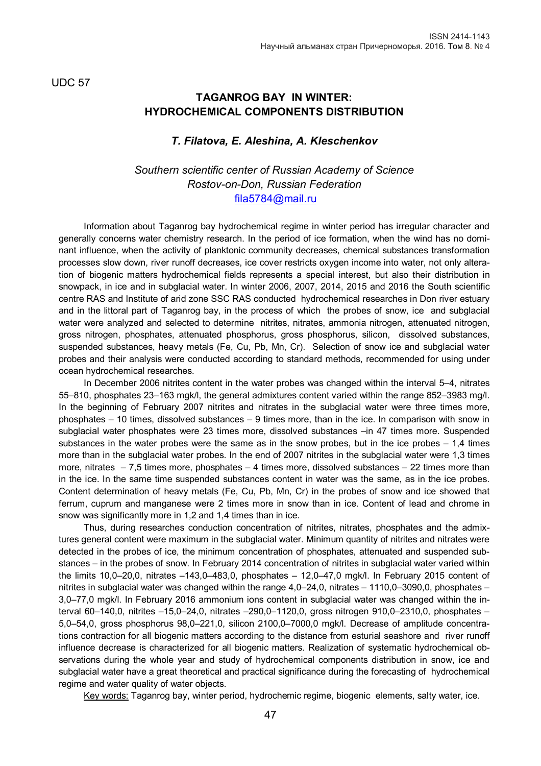UDC 57

# TAGANROG BAY IN WINTER: HYDROCHEMICAL COMPONENTS DISTRIBUTION

***T. Filatova, E. Aleshina, A. Kleschenkov***

*Southern scientific center of Russian Academy of Science*
*Rostov-on-Don, Russian Federation*
fila5784@mail.ru

Information about Taganrog bay hydrochemical regime in winter period has irregular character and generally concerns water chemistry research. In the period of ice formation, when the wind has no dominant influence, when the activity of planktonic community decreases, chemical substances transformation processes slow down, river runoff decreases, ice cover restricts oxygen income into water, not only alteration of biogenic matters hydrochemical fields represents a special interest, but also their distribution in snowpack, in ice and in subglacial water. In winter 2006, 2007, 2014, 2015 and 2016 the South scientific centre RAS and Institute of arid zone SSC RAS conducted hydrochemical researches in Don river estuary and in the littoral part of Taganrog bay, in the process of which the probes of snow, ice and subglacial water were analyzed and selected to determine nitrites, nitrates, ammonia nitrogen, attenuated nitrogen, gross nitrogen, phosphates, attenuated phosphorus, gross phosphorus, silicon, dissolved substances, suspended substances, heavy metals (Fe, Cu, Pb, Mn, Cr). Selection of snow ice and subglacial water probes and their analysis were conducted according to standard methods, recommended for using under ocean hydrochemical researches.

In December 2006 nitrites content in the water probes was changed within the interval 5–4, nitrates 55–810, phosphates 23–163 mgk/l, the general admixtures content varied within the range 852–3983 mg/l. In the beginning of February 2007 nitrites and nitrates in the subglacial water were three times more, phosphates – 10 times, dissolved substances – 9 times more, than in the ice. In comparison with snow in subglacial water phosphates were 23 times more, dissolved substances –in 47 times more. Suspended substances in the water probes were the same as in the snow probes, but in the ice probes – 1,4 times more than in the subglacial water probes. In the end of 2007 nitrites in the subglacial water were 1,3 times more, nitrates – 7,5 times more, phosphates – 4 times more, dissolved substances – 22 times more than in the ice. In the same time suspended substances content in water was the same, as in the ice probes. Content determination of heavy metals (Fe, Cu, Pb, Mn, Cr) in the probes of snow and ice showed that ferrum, cuprum and manganese were 2 times more in snow than in ice. Content of lead and chrome in snow was significantly more in 1,2 and 1,4 times than in ice.

Thus, during researches conduction concentration of nitrites, nitrates, phosphates and the admixtures general content were maximum in the subglacial water. Minimum quantity of nitrites and nitrates were detected in the probes of ice, the minimum concentration of phosphates, attenuated and suspended substances – in the probes of snow. In February 2014 concentration of nitrites in subglacial water varied within the limits 10,0–20,0, nitrates –143,0–483,0, phosphates – 12,0–47,0 mgk/l. In February 2015 content of nitrites in subglacial water was changed within the range 4,0–24,0, nitrates – 1110,0–3090,0, phosphates – 3,0–77,0 mgk/l. In February 2016 ammonium ions content in subglacial water was changed within the interval 60–140,0, nitrites –15,0–24,0, nitrates –290,0–1120,0, gross nitrogen 910,0–2310,0, phosphates – 5,0–54,0, gross phosphorus 98,0–221,0, silicon 2100,0–7000,0 mgk/l. Decrease of amplitude concentrations contraction for all biogenic matters according to the distance from esturial seashore and river runoff influence decrease is characterized for all biogenic matters. Realization of systematic hydrochemical observations during the whole year and study of hydrochemical components distribution in snow, ice and subglacial water have a great theoretical and practical significance during the forecasting of hydrochemical regime and water quality of water objects.

Key words: Taganrog bay, winter period, hydrochemic regime, biogenic elements, salty water, ice.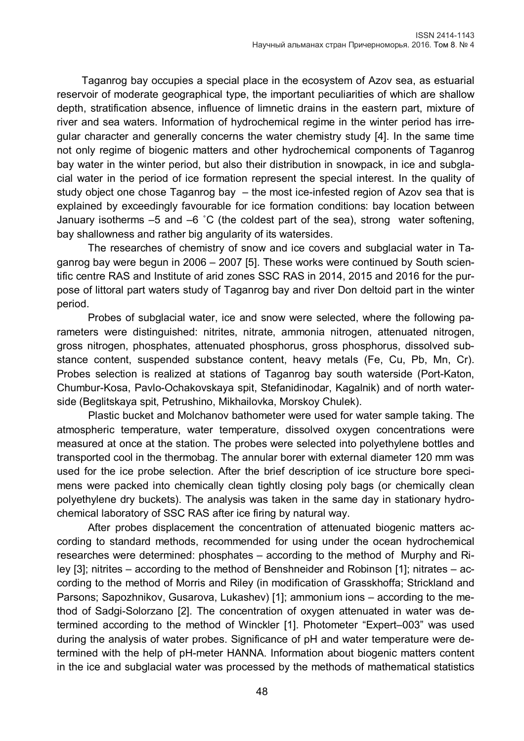Taganrog bay occupies a special place in the ecosystem of Azov sea, as estuarial reservoir of moderate geographical type, the important peculiarities of which are shallow depth, stratification absence, influence of limnetic drains in the eastern part, mixture of river and sea waters. Information of hydrochemical regime in the winter period has irregular character and generally concerns the water chemistry study [4]. In the same time not only regime of biogenic matters and other hydrochemical components of Taganrog bay water in the winter period, but also their distribution in snowpack, in ice and subglacial water in the period of ice formation represent the special interest. In the quality of study object one chose Taganrog bay – the most ice-infested region of Azov sea that is explained by exceedingly favourable for ice formation conditions: bay location between January isotherms –5 and –6 ˚C (the coldest part of the sea), strong water softening, bay shallowness and rather big angularity of its watersides.

The researches of chemistry of snow and ice covers and subglacial water in Taganrog bay were begun in 2006 – 2007 [5]. These works were continued by South scientific centre RAS and Institute of arid zones SSC RAS in 2014, 2015 and 2016 for the purpose of littoral part waters study of Taganrog bay and river Don deltoid part in the winter period.

Probes of subglacial water, ice and snow were selected, where the following parameters were distinguished: nitrites, nitrate, ammonia nitrogen, attenuated nitrogen, gross nitrogen, phosphates, attenuated phosphorus, gross phosphorus, dissolved substance content, suspended substance content, heavy metals (Fe, Cu, Pb, Mn, Cr). Probes selection is realized at stations of Taganrog bay south waterside (Port-Katon, Chumbur-Kosa, Pavlo-Ochakovskaya spit, Stefanidinodar, Kagalnik) and of north waterside (Beglitskaya spit, Petrushino, Mikhailovka, Morskoy Chulek).

Plastic bucket and Molchanov bathometer were used for water sample taking. The atmospheric temperature, water temperature, dissolved oxygen concentrations were measured at once at the station. The probes were selected into polyethylene bottles and transported cool in the thermobag. The annular borer with external diameter 120 mm was used for the ice probe selection. After the brief description of ice structure bore specimens were packed into chemically clean tightly closing poly bags (or chemically clean polyethylene dry buckets). The analysis was taken in the same day in stationary hydrochemical laboratory of SSC RAS after ice firing by natural way.

After probes displacement the concentration of attenuated biogenic matters according to standard methods, recommended for using under the ocean hydrochemical researches were determined: phosphates – according to the method of Murphy and Riley [3]; nitrites – according to the method of Benshneider and Robinson [1]; nitrates – according to the method of Morris and Riley (in modification of Grasskhoffa; Strickland and Parsons; Sapozhnikov, Gusarova, Lukashev) [1]; ammonium ions – according to the method of Sadgi-Solorzano [2]. The concentration of oxygen attenuated in water was determined according to the method of Winckler [1]. Photometer "Expert–003" was used during the analysis of water probes. Significance of pH and water temperature were determined with the help of pH-meter HANNA. Information about biogenic matters content in the ice and subglacial water was processed by the methods of mathematical statistics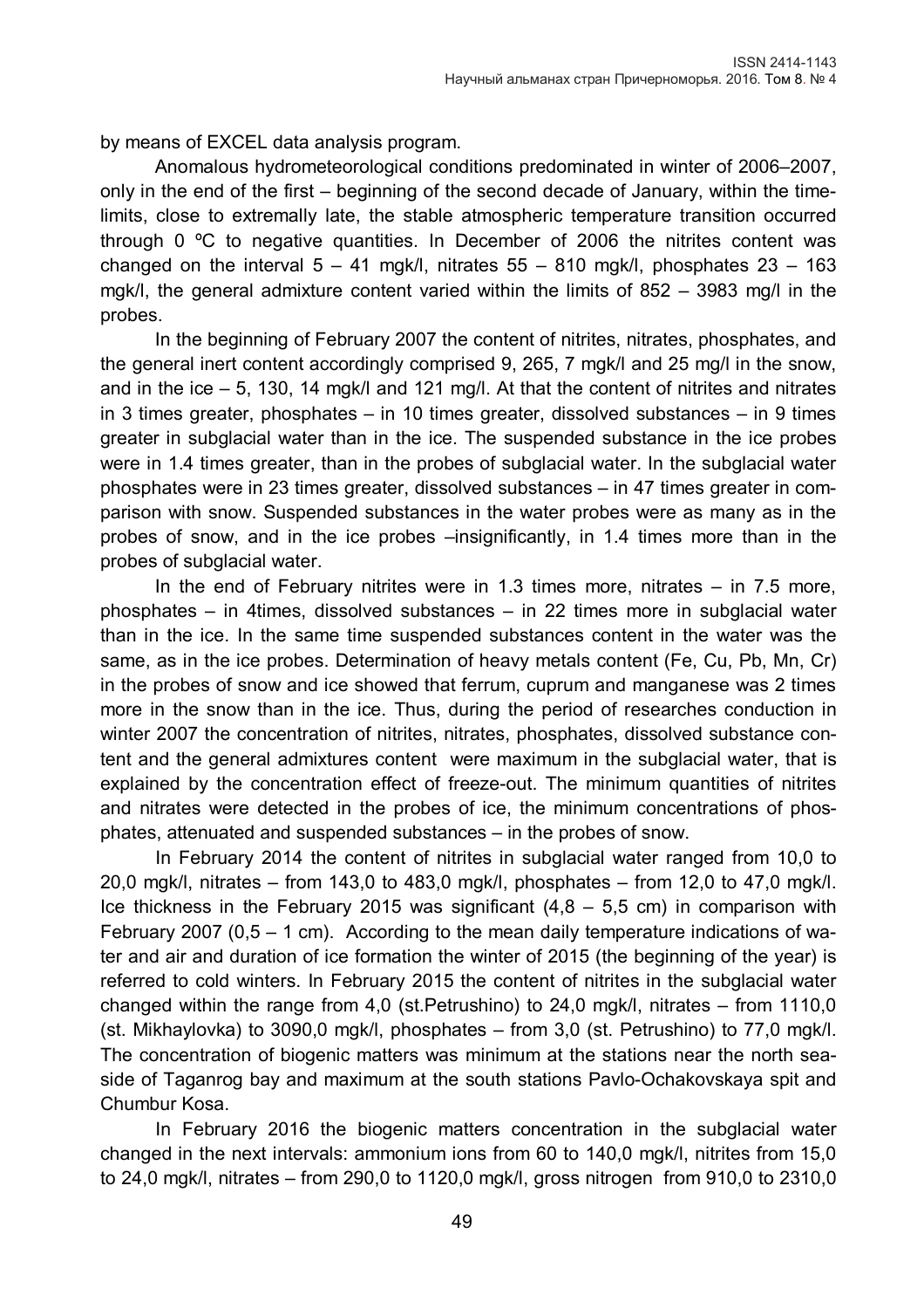by means of EXCEL data analysis program.

Anomalous hydrometeorological conditions predominated in winter of 2006–2007, only in the end of the first – beginning of the second decade of January, within the time-limits, close to extremally late, the stable atmospheric temperature transition occurred through 0 ºC to negative quantities. In December of 2006 the nitrites content was changed on the interval 5 – 41 mgk/l, nitrates 55 – 810 mgk/l, phosphates 23 – 163 mgk/l, the general admixture content varied within the limits of 852 – 3983 mg/l in the probes.

In the beginning of February 2007 the content of nitrites, nitrates, phosphates, and the general inert content accordingly comprised 9, 265, 7 mgk/l and 25 mg/l in the snow, and in the ice – 5, 130, 14 mgk/l and 121 mg/l. At that the content of nitrites and nitrates in 3 times greater, phosphates – in 10 times greater, dissolved substances – in 9 times greater in subglacial water than in the ice. The suspended substance in the ice probes were in 1.4 times greater, than in the probes of subglacial water. In the subglacial water phosphates were in 23 times greater, dissolved substances – in 47 times greater in comparison with snow. Suspended substances in the water probes were as many as in the probes of snow, and in the ice probes –insignificantly, in 1.4 times more than in the probes of subglacial water.

In the end of February nitrites were in 1.3 times more, nitrates – in 7.5 more, phosphates – in 4times, dissolved substances – in 22 times more in subglacial water than in the ice. In the same time suspended substances content in the water was the same, as in the ice probes. Determination of heavy metals content (Fe, Cu, Pb, Mn, Cr) in the probes of snow and ice showed that ferrum, cuprum and manganese was 2 times more in the snow than in the ice. Thus, during the period of researches conduction in winter 2007 the concentration of nitrites, nitrates, phosphates, dissolved substance content and the general admixtures content were maximum in the subglacial water, that is explained by the concentration effect of freeze-out. The minimum quantities of nitrites and nitrates were detected in the probes of ice, the minimum concentrations of phosphates, attenuated and suspended substances – in the probes of snow.

In February 2014 the content of nitrites in subglacial water ranged from 10,0 to 20,0 mgk/l, nitrates – from 143,0 to 483,0 mgk/l, phosphates – from 12,0 to 47,0 mgk/l. Ice thickness in the February 2015 was significant (4,8 – 5,5 cm) in comparison with February 2007 (0,5 – 1 cm). According to the mean daily temperature indications of water and air and duration of ice formation the winter of 2015 (the beginning of the year) is referred to cold winters. In February 2015 the content of nitrites in the subglacial water changed within the range from 4,0 (st.Petrushino) to 24,0 mgk/l, nitrates – from 1110,0 (st. Mikhaylovka) to 3090,0 mgk/l, phosphates – from 3,0 (st. Petrushino) to 77,0 mgk/l. The concentration of biogenic matters was minimum at the stations near the north seaside of Taganrog bay and maximum at the south stations Pavlo-Ochakovskaya spit and Chumbur Kosa.

In February 2016 the biogenic matters concentration in the subglacial water changed in the next intervals: ammonium ions from 60 to 140,0 mgk/l, nitrites from 15,0 to 24,0 mgk/l, nitrates – from 290,0 to 1120,0 mgk/l, gross nitrogen from 910,0 to 2310,0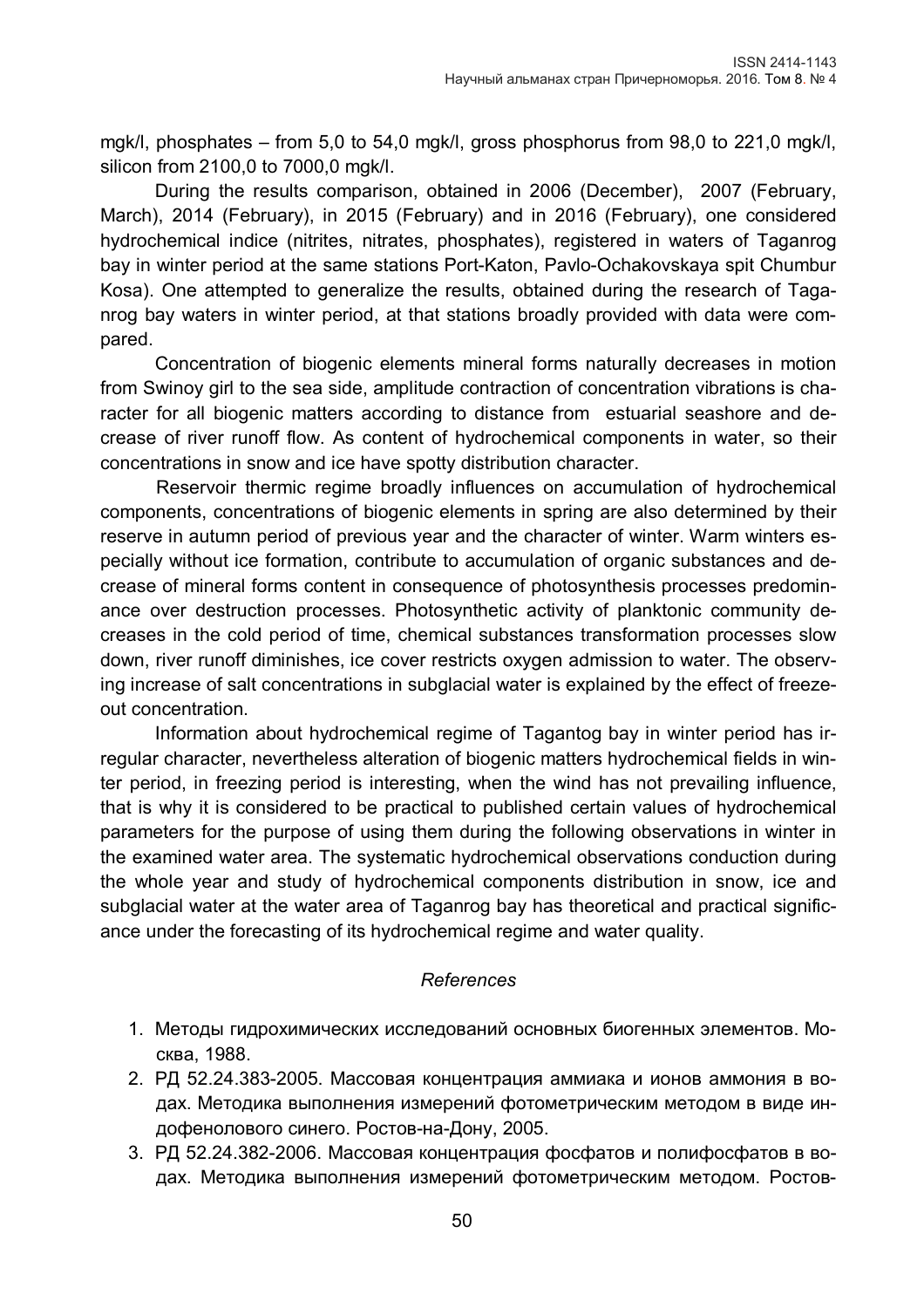mgk/l, phosphates – from 5,0 to 54,0 mgk/l, gross phosphorus from 98,0 to 221,0 mgk/l, silicon from 2100,0 to 7000,0 mgk/l.

During the results comparison, obtained in 2006 (December), 2007 (February, March), 2014 (February), in 2015 (February) and in 2016 (February), one considered hydrochemical indice (nitrites, nitrates, phosphates), registered in waters of Taganrog bay in winter period at the same stations Port-Katon, Pavlo-Ochakovskaya spit Chumbur Kosa). One attempted to generalize the results, obtained during the research of Taganrog bay waters in winter period, at that stations broadly provided with data were compared.

Concentration of biogenic elements mineral forms naturally decreases in motion from Swinoy girl to the sea side, amplitude contraction of concentration vibrations is character for all biogenic matters according to distance from estuarial seashore and decrease of river runoff flow. As content of hydrochemical components in water, so their concentrations in snow and ice have spotty distribution character.

Reservoir thermic regime broadly influences on accumulation of hydrochemical components, concentrations of biogenic elements in spring are also determined by their reserve in autumn period of previous year and the character of winter. Warm winters especially without ice formation, contribute to accumulation of organic substances and decrease of mineral forms content in consequence of photosynthesis processes predominance over destruction processes. Photosynthetic activity of planktonic community decreases in the cold period of time, chemical substances transformation processes slow down, river runoff diminishes, ice cover restricts oxygen admission to water. The observing increase of salt concentrations in subglacial water is explained by the effect of freeze-out concentration.

Information about hydrochemical regime of Tagantog bay in winter period has irregular character, nevertheless alteration of biogenic matters hydrochemical fields in winter period, in freezing period is interesting, when the wind has not prevailing influence, that is why it is considered to be practical to published certain values of hydrochemical parameters for the purpose of using them during the following observations in winter in the examined water area. The systematic hydrochemical observations conduction during the whole year and study of hydrochemical components distribution in snow, ice and subglacial water at the water area of Taganrog bay has theoretical and practical significance under the forecasting of its hydrochemical regime and water quality.

*References*

1. Методы гидрохимических исследований основных биогенных элементов. Москва, 1988.
2. РД 52.24.383-2005. Массовая концентрация аммиака и ионов аммония в водах. Методика выполнения измерений фотометрическим методом в виде индофенолового синего. Ростов-на-Дону, 2005.
3. РД 52.24.382-2006. Массовая концентрация фосфатов и полифосфатов в водах. Методика выполнения измерений фотометрическим методом. Ростов-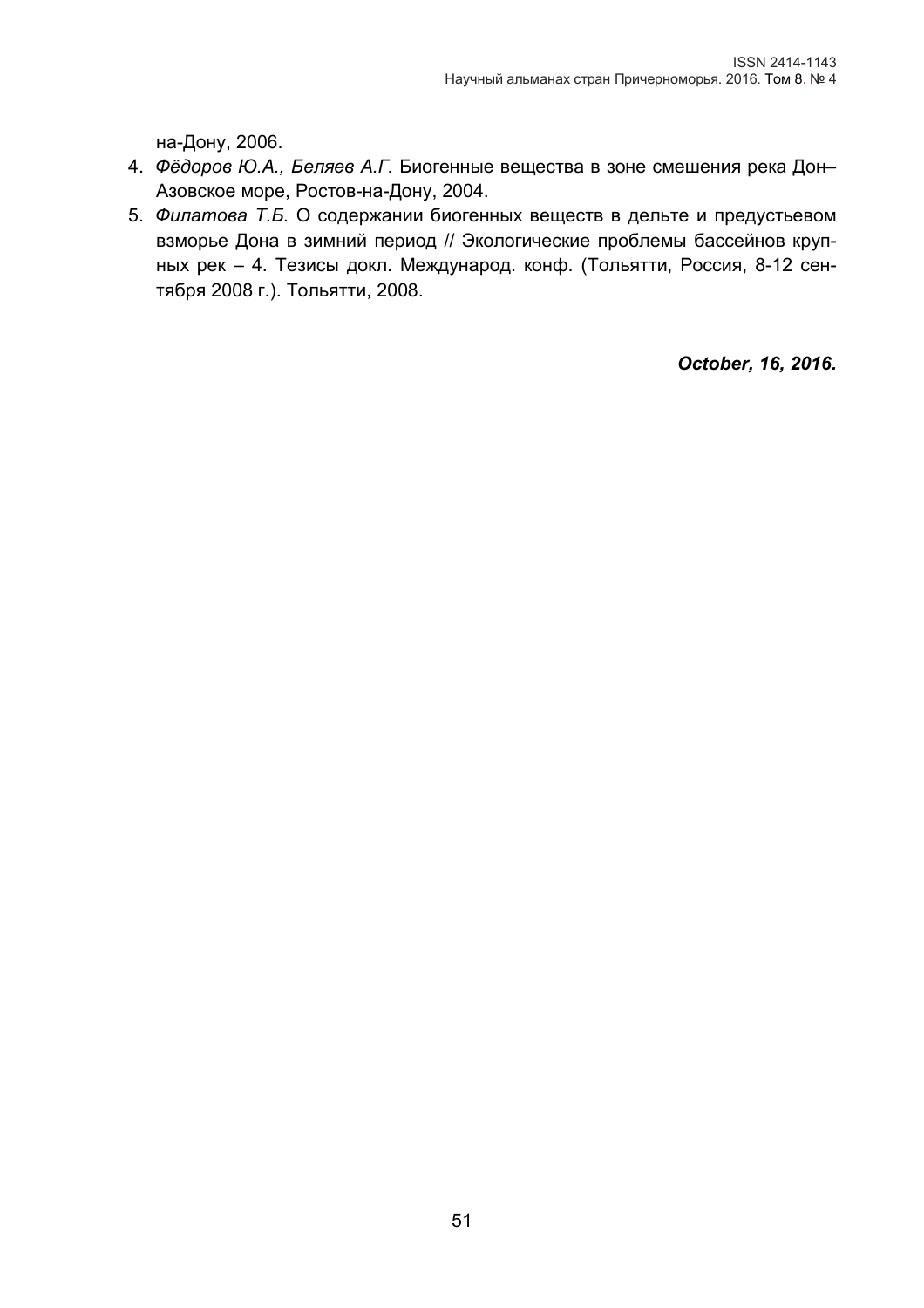на-Дону, 2006.

4. *Фёдоров Ю.А., Беляев А.Г.* Биогенные вещества в зоне смешения река Дон–Азовское море, Ростов-на-Дону, 2004.
5. *Филатова Т.Б.* О содержании биогенных веществ в дельте и предустьевом взморье Дона в зимний период // Экологические проблемы бассейнов крупных рек – 4. Тезисы докл. Международ. конф. (Тольятти, Россия, 8-12 сентября 2008 г.). Тольятти, 2008.

***October, 16, 2016.***